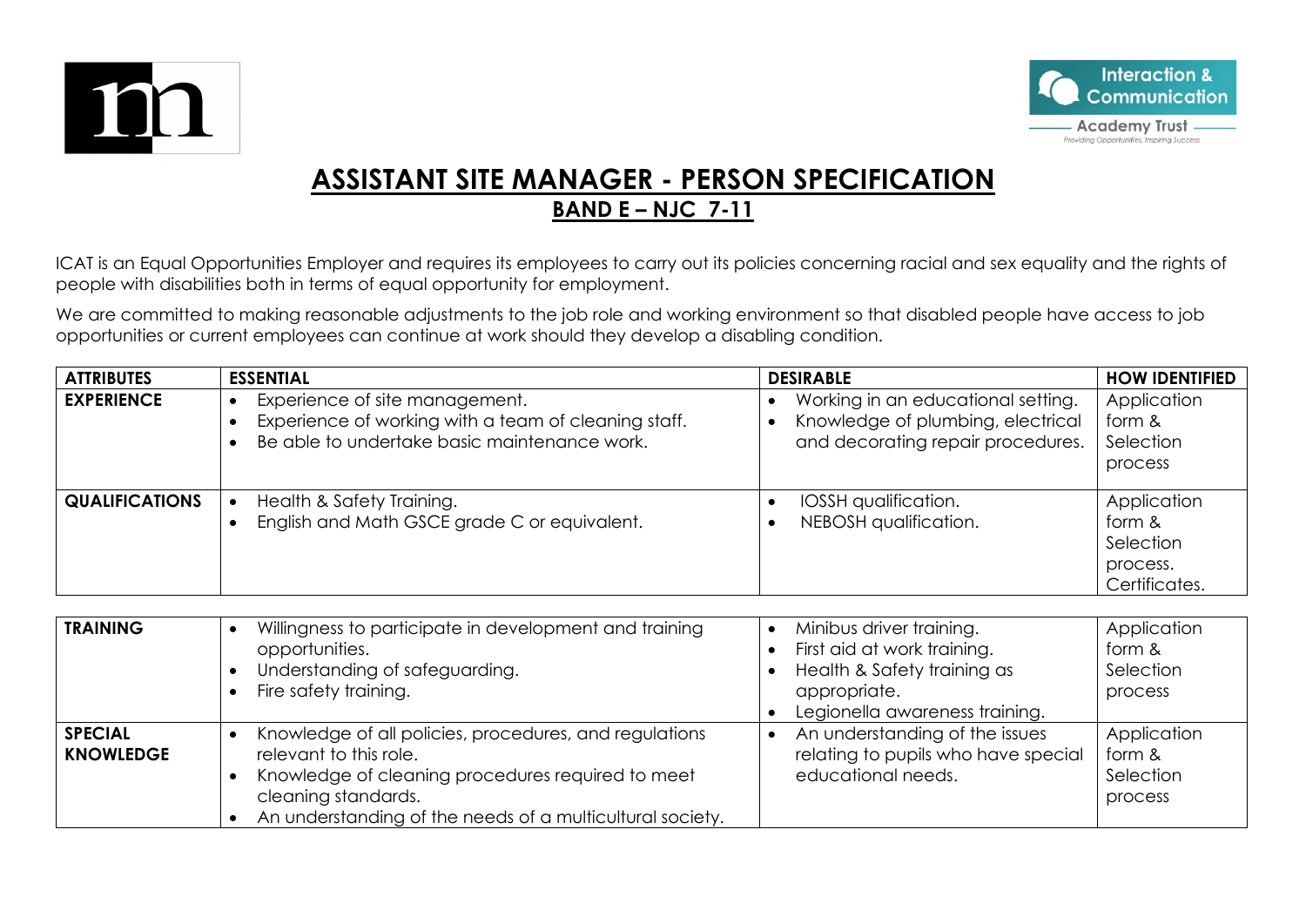# ASSISTANT SITE MANAGER - PERSON SPECIFICATION

## BAND E – NJC 7-11

ICAT is an Equal Opportunities Employer and requires its employees to carry out its policies concerning racial and sex equality and the rights of people with disabilities both in terms of equal opportunity for employment.

We are committed to making reasonable adjustments to the job role and working environment so that disabled people have access to job opportunities or current employees can continue at work should they develop a disabling condition.

| ATTRIBUTES | ESSENTIAL | DESIRABLE | HOW IDENTIFIED |
|---|---|---|---|
| **EXPERIENCE** | • Experience of site management.<br>• Experience of working with a team of cleaning staff.<br>• Be able to undertake basic maintenance work. | • Working in an educational setting.<br>• Knowledge of plumbing, electrical and decorating repair procedures. | Application form & Selection process |
| **QUALIFICATIONS** | • Health & Safety Training.<br>• English and Math GSCE grade C or equivalent. | • IOSSH qualification.<br>• NEBOSH qualification. | Application form & Selection process. Certificates. |
| **TRAINING** | • Willingness to participate in development and training opportunities.<br>• Understanding of safeguarding.<br>• Fire safety training. | • Minibus driver training.<br>• First aid at work training.<br>• Health & Safety training as appropriate.<br>• Legionella awareness training. | Application form & Selection process |
| **SPECIAL KNOWLEDGE** | • Knowledge of all policies, procedures, and regulations relevant to this role.<br>• Knowledge of cleaning procedures required to meet cleaning standards.<br>• An understanding of the needs of a multicultural society. | • An understanding of the issues relating to pupils who have special educational needs. | Application form & Selection process |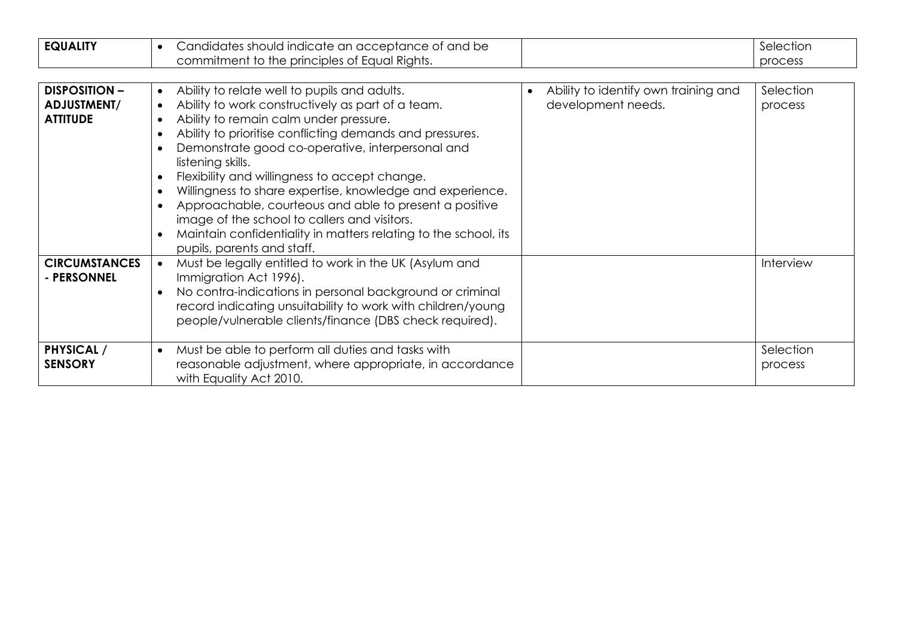| | | | |
|---|---|---|---|
| **EQUALITY** | • Candidates should indicate an acceptance of and be commitment to the principles of Equal Rights. | | Selection process |
| **DISPOSITION – ADJUSTMENT/ ATTITUDE** | • Ability to relate well to pupils and adults.<br>• Ability to work constructively as part of a team.<br>• Ability to remain calm under pressure.<br>• Ability to prioritise conflicting demands and pressures.<br>• Demonstrate good co-operative, interpersonal and listening skills.<br>• Flexibility and willingness to accept change.<br>• Willingness to share expertise, knowledge and experience.<br>• Approachable, courteous and able to present a positive image of the school to callers and visitors.<br>• Maintain confidentiality in matters relating to the school, its pupils, parents and staff. | • Ability to identify own training and development needs. | Selection process |
| **CIRCUMSTANCES - PERSONNEL** | • Must be legally entitled to work in the UK (Asylum and Immigration Act 1996).<br>• No contra-indications in personal background or criminal record indicating unsuitability to work with children/young people/vulnerable clients/finance (DBS check required). | | Interview |
| **PHYSICAL / SENSORY** | • Must be able to perform all duties and tasks with reasonable adjustment, where appropriate, in accordance with Equality Act 2010. | | Selection process |